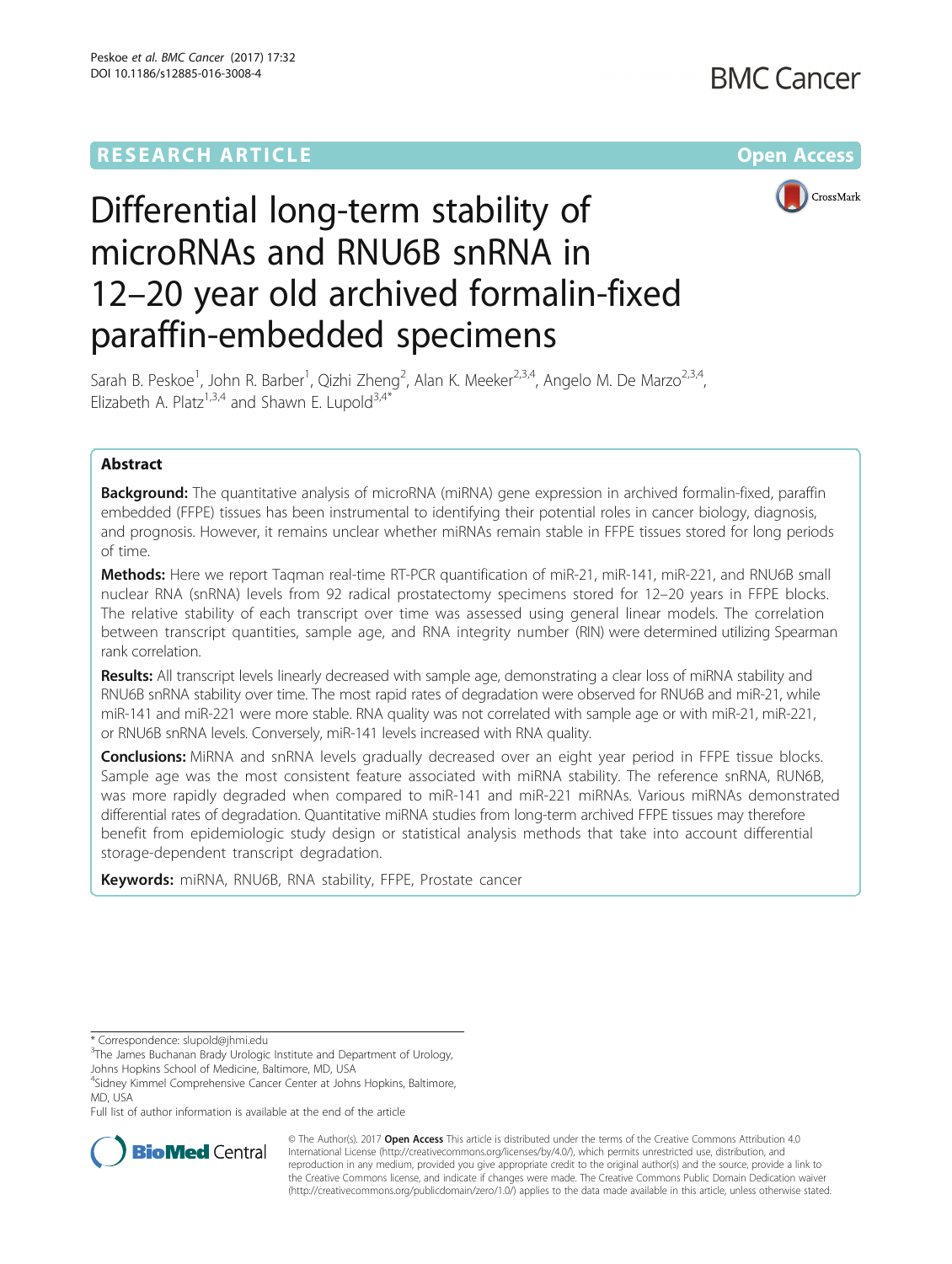RESEARCH ARTICLE

Open Access

# Differential long-term stability of microRNAs and RNU6B snRNA in 12–20 year old archived formalin-fixed paraffin-embedded specimens

Sarah B. Peskoe[1], John R. Barber[1], Qizhi Zheng[2], Alan K. Meeker[2,3,4], Angelo M. De Marzo[2,3,4], Elizabeth A. Platz[1,3,4] and Shawn E. Lupold[3,4*]

## Abstract

**Background:** The quantitative analysis of microRNA (miRNA) gene expression in archived formalin-fixed, paraffin embedded (FFPE) tissues has been instrumental to identifying their potential roles in cancer biology, diagnosis, and prognosis. However, it remains unclear whether miRNAs remain stable in FFPE tissues stored for long periods of time.

**Methods:** Here we report Taqman real-time RT-PCR quantification of miR-21, miR-141, miR-221, and RNU6B small nuclear RNA (snRNA) levels from 92 radical prostatectomy specimens stored for 12–20 years in FFPE blocks. The relative stability of each transcript over time was assessed using general linear models. The correlation between transcript quantities, sample age, and RNA integrity number (RIN) were determined utilizing Spearman rank correlation.

**Results:** All transcript levels linearly decreased with sample age, demonstrating a clear loss of miRNA stability and RNU6B snRNA stability over time. The most rapid rates of degradation were observed for RNU6B and miR-21, while miR-141 and miR-221 were more stable. RNA quality was not correlated with sample age or with miR-21, miR-221, or RNU6B snRNA levels. Conversely, miR-141 levels increased with RNA quality.

**Conclusions:** MiRNA and snRNA levels gradually decreased over an eight year period in FFPE tissue blocks. Sample age was the most consistent feature associated with miRNA stability. The reference snRNA, RUN6B, was more rapidly degraded when compared to miR-141 and miR-221 miRNAs. Various miRNAs demonstrated differential rates of degradation. Quantitative miRNA studies from long-term archived FFPE tissues may therefore benefit from epidemiologic study design or statistical analysis methods that take into account differential storage-dependent transcript degradation.

**Keywords:** miRNA, RNU6B, RNA stability, FFPE, Prostate cancer

\* Correspondence: slupold@jhmi.edu
[3]The James Buchanan Brady Urologic Institute and Department of Urology, Johns Hopkins School of Medicine, Baltimore, MD, USA
[4]Sidney Kimmel Comprehensive Cancer Center at Johns Hopkins, Baltimore, MD, USA
Full list of author information is available at the end of the article

© The Author(s). 2017 **Open Access** This article is distributed under the terms of the Creative Commons Attribution 4.0 International License (http://creativecommons.org/licenses/by/4.0/), which permits unrestricted use, distribution, and reproduction in any medium, provided you give appropriate credit to the original author(s) and the source, provide a link to the Creative Commons license, and indicate if changes were made. The Creative Commons Public Domain Dedication waiver (http://creativecommons.org/publicdomain/zero/1.0/) applies to the data made available in this article, unless otherwise stated.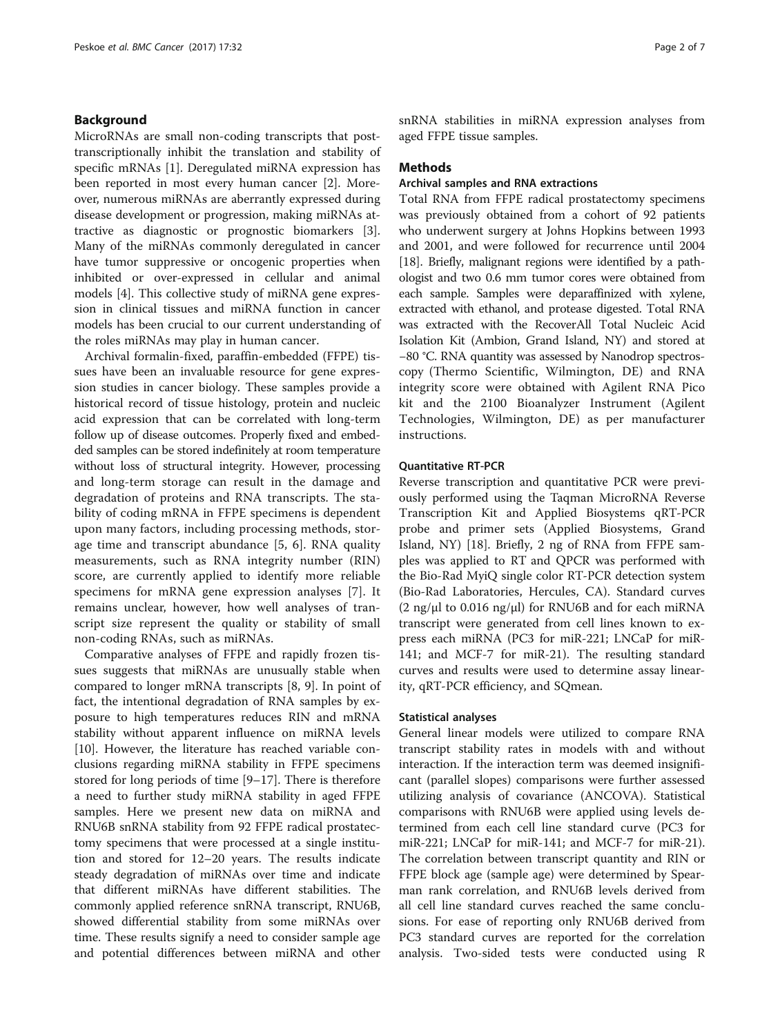## Background

MicroRNAs are small non-coding transcripts that post-transcriptionally inhibit the translation and stability of specific mRNAs [1]. Deregulated miRNA expression has been reported in most every human cancer [2]. Moreover, numerous miRNAs are aberrantly expressed during disease development or progression, making miRNAs attractive as diagnostic or prognostic biomarkers [3]. Many of the miRNAs commonly deregulated in cancer have tumor suppressive or oncogenic properties when inhibited or over-expressed in cellular and animal models [4]. This collective study of miRNA gene expression in clinical tissues and miRNA function in cancer models has been crucial to our current understanding of the roles miRNAs may play in human cancer.

Archival formalin-fixed, paraffin-embedded (FFPE) tissues have been an invaluable resource for gene expression studies in cancer biology. These samples provide a historical record of tissue histology, protein and nucleic acid expression that can be correlated with long-term follow up of disease outcomes. Properly fixed and embedded samples can be stored indefinitely at room temperature without loss of structural integrity. However, processing and long-term storage can result in the damage and degradation of proteins and RNA transcripts. The stability of coding mRNA in FFPE specimens is dependent upon many factors, including processing methods, storage time and transcript abundance [5, 6]. RNA quality measurements, such as RNA integrity number (RIN) score, are currently applied to identify more reliable specimens for mRNA gene expression analyses [7]. It remains unclear, however, how well analyses of transcript size represent the quality or stability of small non-coding RNAs, such as miRNAs.

Comparative analyses of FFPE and rapidly frozen tissues suggests that miRNAs are unusually stable when compared to longer mRNA transcripts [8, 9]. In point of fact, the intentional degradation of RNA samples by exposure to high temperatures reduces RIN and mRNA stability without apparent influence on miRNA levels [10]. However, the literature has reached variable conclusions regarding miRNA stability in FFPE specimens stored for long periods of time [9–17]. There is therefore a need to further study miRNA stability in aged FFPE samples. Here we present new data on miRNA and RNU6B snRNA stability from 92 FFPE radical prostatectomy specimens that were processed at a single institution and stored for 12–20 years. The results indicate steady degradation of miRNAs over time and indicate that different miRNAs have different stabilities. The commonly applied reference snRNA transcript, RNU6B, showed differential stability from some miRNAs over time. These results signify a need to consider sample age and potential differences between miRNA and other snRNA stabilities in miRNA expression analyses from aged FFPE tissue samples.

## Methods

### Archival samples and RNA extractions

Total RNA from FFPE radical prostatectomy specimens was previously obtained from a cohort of 92 patients who underwent surgery at Johns Hopkins between 1993 and 2001, and were followed for recurrence until 2004 [18]. Briefly, malignant regions were identified by a pathologist and two 0.6 mm tumor cores were obtained from each sample. Samples were deparaffinized with xylene, extracted with ethanol, and protease digested. Total RNA was extracted with the RecoverAll Total Nucleic Acid Isolation Kit (Ambion, Grand Island, NY) and stored at −80 °C. RNA quantity was assessed by Nanodrop spectroscopy (Thermo Scientific, Wilmington, DE) and RNA integrity score were obtained with Agilent RNA Pico kit and the 2100 Bioanalyzer Instrument (Agilent Technologies, Wilmington, DE) as per manufacturer instructions.

### Quantitative RT-PCR

Reverse transcription and quantitative PCR were previously performed using the Taqman MicroRNA Reverse Transcription Kit and Applied Biosystems qRT-PCR probe and primer sets (Applied Biosystems, Grand Island, NY) [18]. Briefly, 2 ng of RNA from FFPE samples was applied to RT and QPCR was performed with the Bio-Rad MyiQ single color RT-PCR detection system (Bio-Rad Laboratories, Hercules, CA). Standard curves (2 ng/μl to 0.016 ng/μl) for RNU6B and for each miRNA transcript were generated from cell lines known to express each miRNA (PC3 for miR-221; LNCaP for miR-141; and MCF-7 for miR-21). The resulting standard curves and results were used to determine assay linearity, qRT-PCR efficiency, and SQmean.

### Statistical analyses

General linear models were utilized to compare RNA transcript stability rates in models with and without interaction. If the interaction term was deemed insignificant (parallel slopes) comparisons were further assessed utilizing analysis of covariance (ANCOVA). Statistical comparisons with RNU6B were applied using levels determined from each cell line standard curve (PC3 for miR-221; LNCaP for miR-141; and MCF-7 for miR-21). The correlation between transcript quantity and RIN or FFPE block age (sample age) were determined by Spearman rank correlation, and RNU6B levels derived from all cell line standard curves reached the same conclusions. For ease of reporting only RNU6B derived from PC3 standard curves are reported for the correlation analysis. Two-sided tests were conducted using R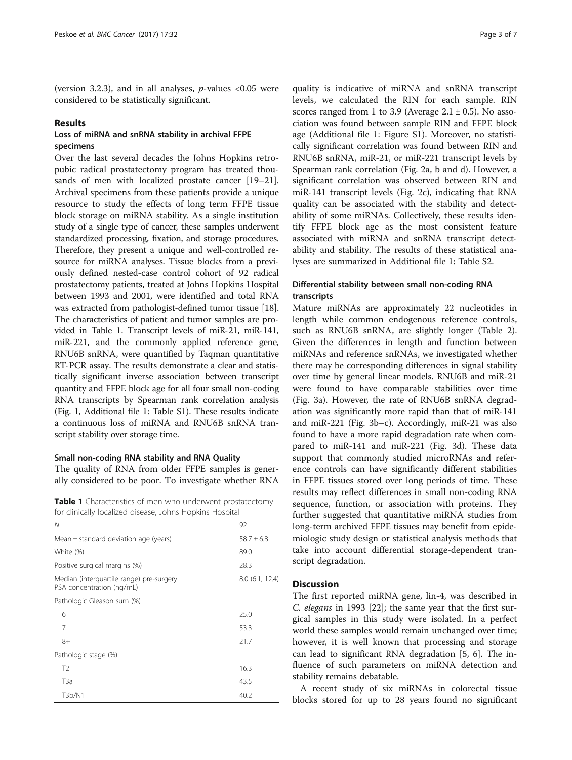(version 3.2.3), and in all analyses, $p$-values <0.05 were considered to be statistically significant.

## Results

### Loss of miRNA and snRNA stability in archival FFPE specimens

Over the last several decades the Johns Hopkins retropubic radical prostatectomy program has treated thousands of men with localized prostate cancer [19–21]. Archival specimens from these patients provide a unique resource to study the effects of long term FFPE tissue block storage on miRNA stability. As a single institution study of a single type of cancer, these samples underwent standardized processing, fixation, and storage procedures. Therefore, they present a unique and well-controlled resource for miRNA analyses. Tissue blocks from a previously defined nested-case control cohort of 92 radical prostatectomy patients, treated at Johns Hopkins Hospital between 1993 and 2001, were identified and total RNA was extracted from pathologist-defined tumor tissue [18]. The characteristics of patient and tumor samples are provided in Table 1. Transcript levels of miR-21, miR-141, miR-221, and the commonly applied reference gene, RNU6B snRNA, were quantified by Taqman quantitative RT-PCR assay. The results demonstrate a clear and statistically significant inverse association between transcript quantity and FFPE block age for all four small non-coding RNA transcripts by Spearman rank correlation analysis (Fig. 1, Additional file 1: Table S1). These results indicate a continuous loss of miRNA and RNU6B snRNA transcript stability over storage time.

### Small non-coding RNA stability and RNA Quality

The quality of RNA from older FFPE samples is generally considered to be poor. To investigate whether RNA quality is indicative of miRNA and snRNA transcript levels, we calculated the RIN for each sample. RIN scores ranged from 1 to 3.9 (Average $2.1 \pm 0.5$). No association was found between sample RIN and FFPE block age (Additional file 1: Figure S1). Moreover, no statistically significant correlation was found between RIN and RNU6B snRNA, miR-21, or miR-221 transcript levels by Spearman rank correlation (Fig. 2a, b and d). However, a significant correlation was observed between RIN and miR-141 transcript levels (Fig. 2c), indicating that RNA quality can be associated with the stability and detectability of some miRNAs. Collectively, these results identify FFPE block age as the most consistent feature associated with miRNA and snRNA transcript detectability and stability. The results of these statistical analyses are summarized in Additional file 1: Table S2.

**Table 1** Characteristics of men who underwent prostatectomy for clinically localized disease, Johns Hopkins Hospital

| | |
|---|---|
| *N* | 92 |
| Mean ± standard deviation age (years) | 58.7 ± 6.8 |
| White (%) | 89.0 |
| Positive surgical margins (%) | 28.3 |
| Median (interquartile range) pre-surgery PSA concentration (ng/mL) | 8.0 (6.1, 12.4) |
| Pathologic Gleason sum (%) | |
| 6 | 25.0 |
| 7 | 53.3 |
| 8+ | 21.7 |
| Pathologic stage (%) | |
| T2 | 16.3 |
| T3a | 43.5 |
| T3b/N1 | 40.2 |

### Differential stability between small non-coding RNA transcripts

Mature miRNAs are approximately 22 nucleotides in length while common endogenous reference controls, such as RNU6B snRNA, are slightly longer (Table 2). Given the differences in length and function between miRNAs and reference snRNAs, we investigated whether there may be corresponding differences in signal stability over time by general linear models. RNU6B and miR-21 were found to have comparable stabilities over time (Fig. 3a). However, the rate of RNU6B snRNA degradation was significantly more rapid than that of miR-141 and miR-221 (Fig. 3b–c). Accordingly, miR-21 was also found to have a more rapid degradation rate when compared to miR-141 and miR-221 (Fig. 3d). These data support that commonly studied microRNAs and reference controls can have significantly different stabilities in FFPE tissues stored over long periods of time. These results may reflect differences in small non-coding RNA sequence, function, or association with proteins. They further suggested that quantitative miRNA studies from long-term archived FFPE tissues may benefit from epidemiologic study design or statistical analysis methods that take into account differential storage-dependent transcript degradation.

## Discussion

The first reported miRNA gene, lin-4, was described in *C. elegans* in 1993 [22]; the same year that the first surgical samples in this study were isolated. In a perfect world these samples would remain unchanged over time; however, it is well known that processing and storage can lead to significant RNA degradation [5, 6]. The influence of such parameters on miRNA detection and stability remains debatable.

A recent study of six miRNAs in colorectal tissue blocks stored for up to 28 years found no significant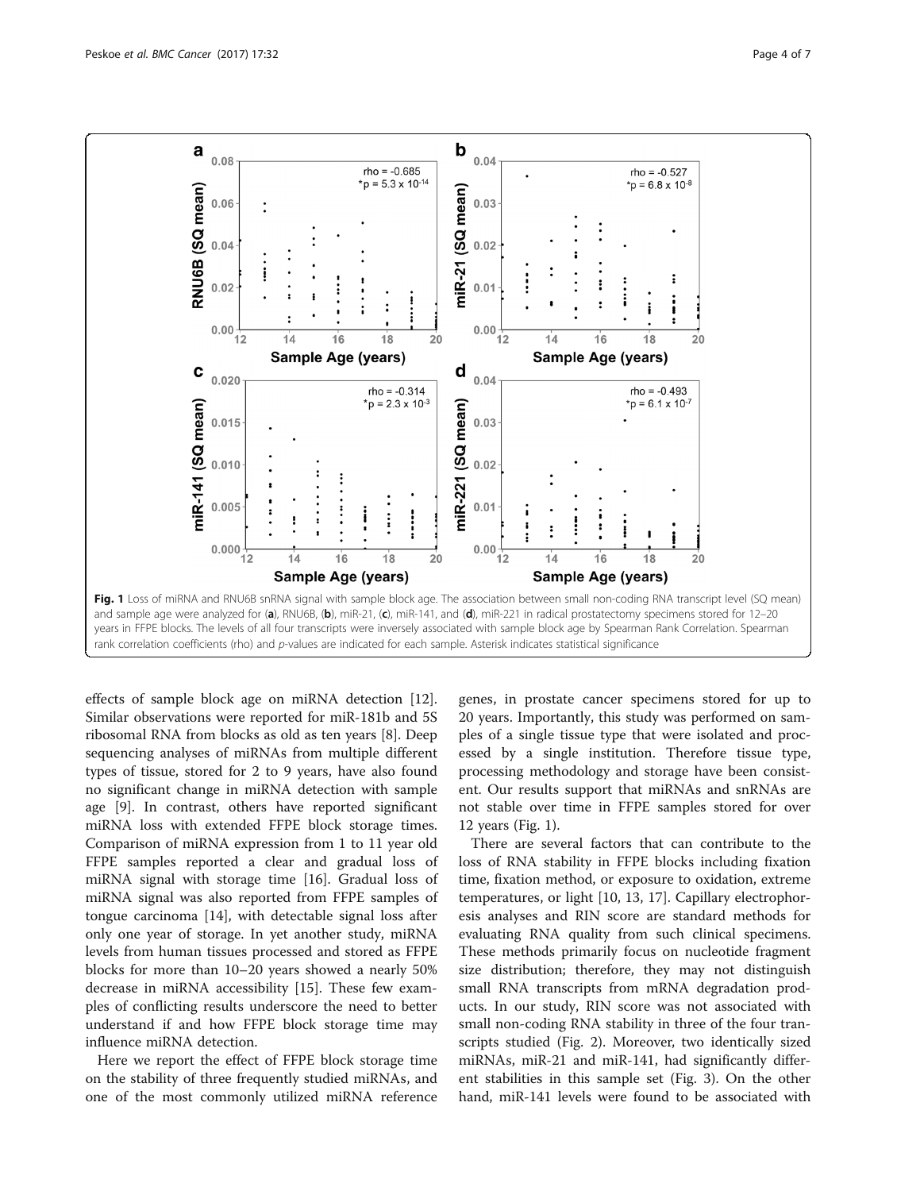**Fig. 1** Loss of miRNA and RNU6B snRNA signal with sample block age. The association between small non-coding RNA transcript level (SQ mean) and sample age were analyzed for (**a**), RNU6B, (**b**), miR-21, (**c**), miR-141, and (**d**), miR-221 in radical prostatectomy specimens stored for 12–20 years in FFPE blocks. The levels of all four transcripts were inversely associated with sample block age by Spearman Rank Correlation. Spearman rank correlation coefficients (rho) and *p*-values are indicated for each sample. Asterisk indicates statistical significance

effects of sample block age on miRNA detection [12]. Similar observations were reported for miR-181b and 5S ribosomal RNA from blocks as old as ten years [8]. Deep sequencing analyses of miRNAs from multiple different types of tissue, stored for 2 to 9 years, have also found no significant change in miRNA detection with sample age [9]. In contrast, others have reported significant miRNA loss with extended FFPE block storage times. Comparison of miRNA expression from 1 to 11 year old FFPE samples reported a clear and gradual loss of miRNA signal with storage time [16]. Gradual loss of miRNA signal was also reported from FFPE samples of tongue carcinoma [14], with detectable signal loss after only one year of storage. In yet another study, miRNA levels from human tissues processed and stored as FFPE blocks for more than 10–20 years showed a nearly 50% decrease in miRNA accessibility [15]. These few examples of conflicting results underscore the need to better understand if and how FFPE block storage time may influence miRNA detection.

Here we report the effect of FFPE block storage time on the stability of three frequently studied miRNAs, and one of the most commonly utilized miRNA reference genes, in prostate cancer specimens stored for up to 20 years. Importantly, this study was performed on samples of a single tissue type that were isolated and processed by a single institution. Therefore tissue type, processing methodology and storage have been consistent. Our results support that miRNAs and snRNAs are not stable over time in FFPE samples stored for over 12 years (Fig. 1).

There are several factors that can contribute to the loss of RNA stability in FFPE blocks including fixation time, fixation method, or exposure to oxidation, extreme temperatures, or light [10, 13, 17]. Capillary electrophoresis analyses and RIN score are standard methods for evaluating RNA quality from such clinical specimens. These methods primarily focus on nucleotide fragment size distribution; therefore, they may not distinguish small RNA transcripts from mRNA degradation products. In our study, RIN score was not associated with small non-coding RNA stability in three of the four transcripts studied (Fig. 2). Moreover, two identically sized miRNAs, miR-21 and miR-141, had significantly different stabilities in this sample set (Fig. 3). On the other hand, miR-141 levels were found to be associated with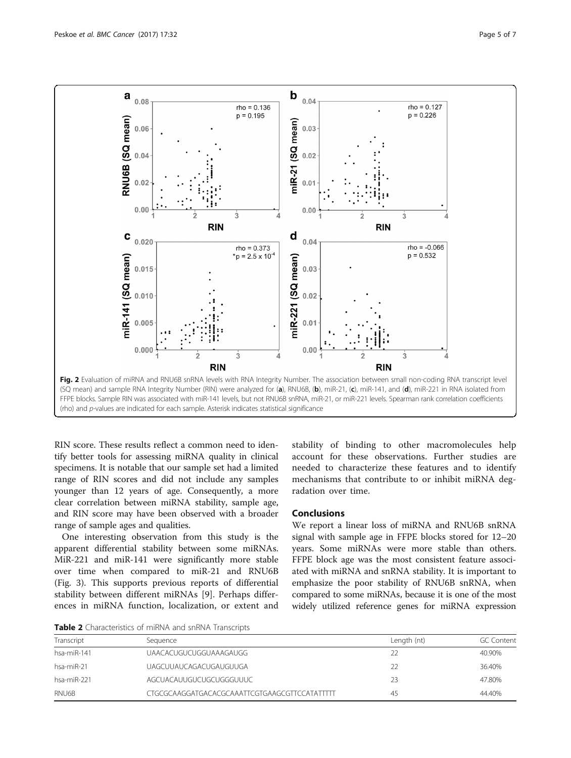Fig. 2 Evaluation of miRNA and RNU6B snRNA levels with RNA Integrity Number. The association between small non-coding RNA transcript level (SQ mean) and sample RNA Integrity Number (RIN) were analyzed for (**a**), RNU6B, (**b**), miR-21, (**c**), miR-141, and (**d**), miR-221 in RNA isolated from FFPE blocks. Sample RIN was associated with miR-141 levels, but not RNU6B snRNA, miR-21, or miR-221 levels. Spearman rank correlation coefficients (rho) and *p*-values are indicated for each sample. Asterisk indicates statistical significance

RIN score. These results reflect a common need to identify better tools for assessing miRNA quality in clinical specimens. It is notable that our sample set had a limited range of RIN scores and did not include any samples younger than 12 years of age. Consequently, a more clear correlation between miRNA stability, sample age, and RIN score may have been observed with a broader range of sample ages and qualities.

One interesting observation from this study is the apparent differential stability between some miRNAs. MiR-221 and miR-141 were significantly more stable over time when compared to miR-21 and RNU6B (Fig. 3). This supports previous reports of differential stability between different miRNAs [9]. Perhaps differences in miRNA function, localization, or extent and stability of binding to other macromolecules help account for these observations. Further studies are needed to characterize these features and to identify mechanisms that contribute to or inhibit miRNA degradation over time.

## Conclusions

We report a linear loss of miRNA and RNU6B snRNA signal with sample age in FFPE blocks stored for 12–20 years. Some miRNAs were more stable than others. FFPE block age was the most consistent feature associated with miRNA and snRNA stability. It is important to emphasize the poor stability of RNU6B snRNA, when compared to some miRNAs, because it is one of the most widely utilized reference genes for miRNA expression

**Table 2** Characteristics of miRNA and snRNA Transcripts

| Transcript | Sequence | Length (nt) | GC Content |
|---|---|---|---|
| hsa-miR-141 | UAACACUGUCUGGUAAAGAUGG | 22 | 40.90% |
| hsa-miR-21 | UAGCUUAUCAGACUGAUGUUGA | 22 | 36.40% |
| hsa-miR-221 | AGCUACAUUGUCUGCUGGGUUUC | 23 | 47.80% |
| RNU6B | CTGCGCAAGGATGACACGCAAATTCGTGAAGCGTTCCATATTTTT | 45 | 44.40% |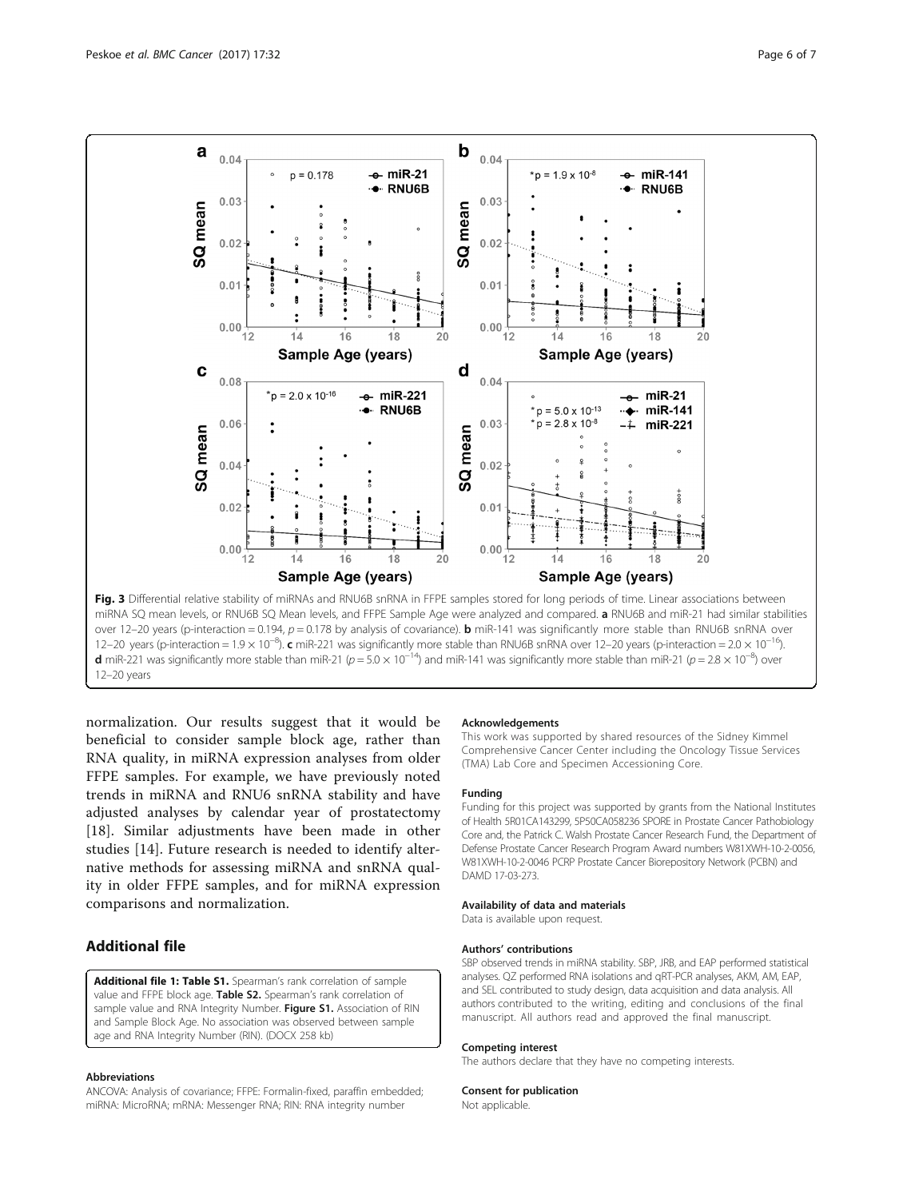**Fig. 3** Differential relative stability of miRNAs and RNU6B snRNA in FFPE samples stored for long periods of time. Linear associations between miRNA SQ mean levels, or RNU6B SQ Mean levels, and FFPE Sample Age were analyzed and compared. **a** RNU6B and miR-21 had similar stabilities over 12–20 years (p-interaction = 0.194, $p = 0.178$ by analysis of covariance). **b** miR-141 was significantly more stable than RNU6B snRNA over 12–20 years (p-interaction = $1.9 \times 10^{-8}$). **c** miR-221 was significantly more stable than RNU6B snRNA over 12–20 years (p-interaction = $2.0 \times 10^{-16}$). **d** miR-221 was significantly more stable than miR-21 ($p = 5.0 \times 10^{-14}$) and miR-141 was significantly more stable than miR-21 ($p = 2.8 \times 10^{-8}$) over 12–20 years

normalization. Our results suggest that it would be beneficial to consider sample block age, rather than RNA quality, in miRNA expression analyses from older FFPE samples. For example, we have previously noted trends in miRNA and RNU6 snRNA stability and have adjusted analyses by calendar year of prostatectomy [18]. Similar adjustments have been made in other studies [14]. Future research is needed to identify alternative methods for assessing miRNA and snRNA quality in older FFPE samples, and for miRNA expression comparisons and normalization.

## Additional file

**Additional file 1: Table S1.** Spearman's rank correlation of sample value and FFPE block age. **Table S2.** Spearman's rank correlation of sample value and RNA Integrity Number. **Figure S1.** Association of RIN and Sample Block Age. No association was observed between sample age and RNA Integrity Number (RIN). (DOCX 258 kb)

#### Abbreviations

ANCOVA: Analysis of covariance; FFPE: Formalin-fixed, paraffin embedded; miRNA: MicroRNA; mRNA: Messenger RNA; RIN: RNA integrity number

#### Acknowledgements

This work was supported by shared resources of the Sidney Kimmel Comprehensive Cancer Center including the Oncology Tissue Services (TMA) Lab Core and Specimen Accessioning Core.

#### Funding

Funding for this project was supported by grants from the National Institutes of Health 5R01CA143299, 5P50CA058236 SPORE in Prostate Cancer Pathobiology Core and, the Patrick C. Walsh Prostate Cancer Research Fund, the Department of Defense Prostate Cancer Research Program Award numbers W81XWH-10-2-0056, W81XWH-10-2-0046 PCRP Prostate Cancer Biorepository Network (PCBN) and DAMD 17-03-273.

#### Availability of data and materials

Data is available upon request.

#### Authors' contributions

SBP observed trends in miRNA stability. SBP, JRB, and EAP performed statistical analyses. QZ performed RNA isolations and qRT-PCR analyses, AKM, AM, EAP, and SEL contributed to study design, data acquisition and data analysis. All authors contributed to the writing, editing and conclusions of the final manuscript. All authors read and approved the final manuscript.

#### Competing interest

The authors declare that they have no competing interests.

#### Consent for publication

Not applicable.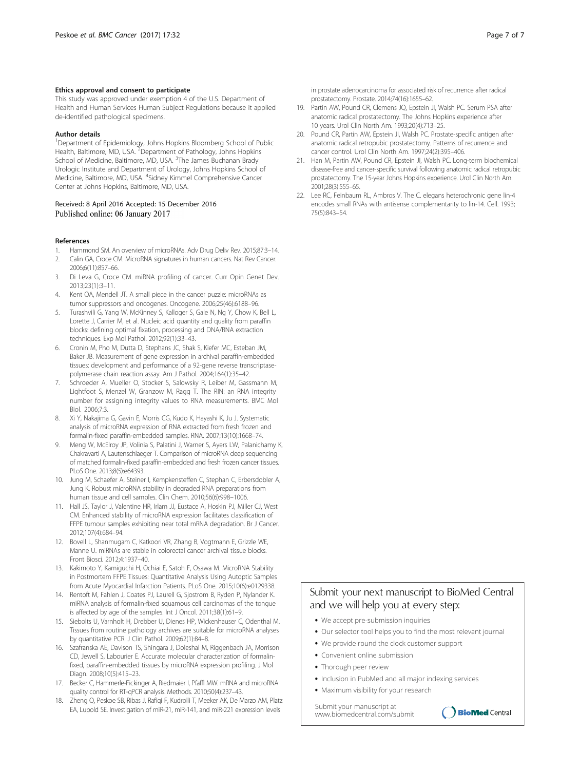#### Ethics approval and consent to participate

This study was approved under exemption 4 of the U.S. Department of Health and Human Services Human Subject Regulations because it applied de-identified pathological specimens.

#### Author details

[1]Department of Epidemiology, Johns Hopkins Bloomberg School of Public Health, Baltimore, MD, USA. [2]Department of Pathology, Johns Hopkins School of Medicine, Baltimore, MD, USA. [3]The James Buchanan Brady Urologic Institute and Department of Urology, Johns Hopkins School of Medicine, Baltimore, MD, USA. [4]Sidney Kimmel Comprehensive Cancer Center at Johns Hopkins, Baltimore, MD, USA.

Received: 8 April 2016 Accepted: 15 December 2016
Published online: 06 January 2017

#### References

1. Hammond SM. An overview of microRNAs. Adv Drug Deliv Rev. 2015;87:3–14.
2. Calin GA, Croce CM. MicroRNA signatures in human cancers. Nat Rev Cancer. 2006;6(11):857–66.
3. Di Leva G, Croce CM. miRNA profiling of cancer. Curr Opin Genet Dev. 2013;23(1):3–11.
4. Kent OA, Mendell JT. A small piece in the cancer puzzle: microRNAs as tumor suppressors and oncogenes. Oncogene. 2006;25(46):6188–96.
5. Turashvili G, Yang W, McKinney S, Kalloger S, Gale N, Ng Y, Chow K, Bell L, Lorette J, Carrier M, et al. Nucleic acid quantity and quality from paraffin blocks: defining optimal fixation, processing and DNA/RNA extraction techniques. Exp Mol Pathol. 2012;92(1):33–43.
6. Cronin M, Pho M, Dutta D, Stephans JC, Shak S, Kiefer MC, Esteban JM, Baker JB. Measurement of gene expression in archival paraffin-embedded tissues: development and performance of a 92-gene reverse transcriptase-polymerase chain reaction assay. Am J Pathol. 2004;164(1):35–42.
7. Schroeder A, Mueller O, Stocker S, Salowsky R, Leiber M, Gassmann M, Lightfoot S, Menzel W, Granzow M, Ragg T. The RIN: an RNA integrity number for assigning integrity values to RNA measurements. BMC Mol Biol. 2006;7:3.
8. Xi Y, Nakajima G, Gavin E, Morris CG, Kudo K, Hayashi K, Ju J. Systematic analysis of microRNA expression of RNA extracted from fresh frozen and formalin-fixed paraffin-embedded samples. RNA. 2007;13(10):1668–74.
9. Meng W, McElroy JP, Volinia S, Palatini J, Warner S, Ayers LW, Palanichamy K, Chakravarti A, Lautenschlaeger T. Comparison of microRNA deep sequencing of matched formalin-fixed paraffin-embedded and fresh frozen cancer tissues. PLoS One. 2013;8(5):e64393.
10. Jung M, Schaefer A, Steiner I, Kempkensteffen C, Stephan C, Erbersdobler A, Jung K. Robust microRNA stability in degraded RNA preparations from human tissue and cell samples. Clin Chem. 2010;56(6):998–1006.
11. Hall JS, Taylor J, Valentine HR, Irlam JJ, Eustace A, Hoskin PJ, Miller CJ, West CM. Enhanced stability of microRNA expression facilitates classification of FFPE tumour samples exhibiting near total mRNA degradation. Br J Cancer. 2012;107(4):684–94.
12. Bovell L, Shanmugam C, Katkoori VR, Zhang B, Vogtmann E, Grizzle WE, Manne U. miRNAs are stable in colorectal cancer archival tissue blocks. Front Biosci. 2012;4:1937–40.
13. Kakimoto Y, Kamiguchi H, Ochiai E, Satoh F, Osawa M. MicroRNA Stability in Postmortem FFPE Tissues: Quantitative Analysis Using Autoptic Samples from Acute Myocardial Infarction Patients. PLoS One. 2015;10(6):e0129338.
14. Rentoft M, Fahlen J, Coates PJ, Laurell G, Sjostrom B, Ryden P, Nylander K. miRNA analysis of formalin-fixed squamous cell carcinomas of the tongue is affected by age of the samples. Int J Oncol. 2011;38(1):61–9.
15. Siebolts U, Varnholt H, Drebber U, Dienes HP, Wickenhauser C, Odenthal M. Tissues from routine pathology archives are suitable for microRNA analyses by quantitative PCR. J Clin Pathol. 2009;62(1):84–8.
16. Szafranska AE, Davison TS, Shingara J, Doleshal M, Riggenbach JA, Morrison CD, Jewell S, Labourier E. Accurate molecular characterization of formalin-fixed, paraffin-embedded tissues by microRNA expression profiling. J Mol Diagn. 2008;10(5):415–23.
17. Becker C, Hammerle-Fickinger A, Riedmaier I, Pfaffl MW. mRNA and microRNA quality control for RT-qPCR analysis. Methods. 2010;50(4):237–43.
18. Zheng Q, Peskoe SB, Ribas J, Rafiqi F, Kudrolli T, Meeker AK, De Marzo AM, Platz EA, Lupold SE. Investigation of miR-21, miR-141, and miR-221 expression levels in prostate adenocarcinoma for associated risk of recurrence after radical prostatectomy. Prostate. 2014;74(16):1655–62.
19. Partin AW, Pound CR, Clemens JQ, Epstein JI, Walsh PC. Serum PSA after anatomic radical prostatectomy. The Johns Hopkins experience after 10 years. Urol Clin North Am. 1993;20(4):713–25.
20. Pound CR, Partin AW, Epstein JI, Walsh PC. Prostate-specific antigen after anatomic radical retropubic prostatectomy. Patterns of recurrence and cancer control. Urol Clin North Am. 1997;24(2):395–406.
21. Han M, Partin AW, Pound CR, Epstein JI, Walsh PC. Long-term biochemical disease-free and cancer-specific survival following anatomic radical retropubic prostatectomy. The 15-year Johns Hopkins experience. Urol Clin North Am. 2001;28(3):555–65.
22. Lee RC, Feinbaum RL, Ambros V. The C. elegans heterochronic gene lin-4 encodes small RNAs with antisense complementarity to lin-14. Cell. 1993; 75(5):843–54.

Submit your next manuscript to BioMed Central and we will help you at every step:

- We accept pre-submission inquiries
- Our selector tool helps you to find the most relevant journal
- We provide round the clock customer support
- Convenient online submission
- Thorough peer review
- Inclusion in PubMed and all major indexing services
- Maximum visibility for your research

Submit your manuscript at
www.biomedcentral.com/submit

BioMed Central